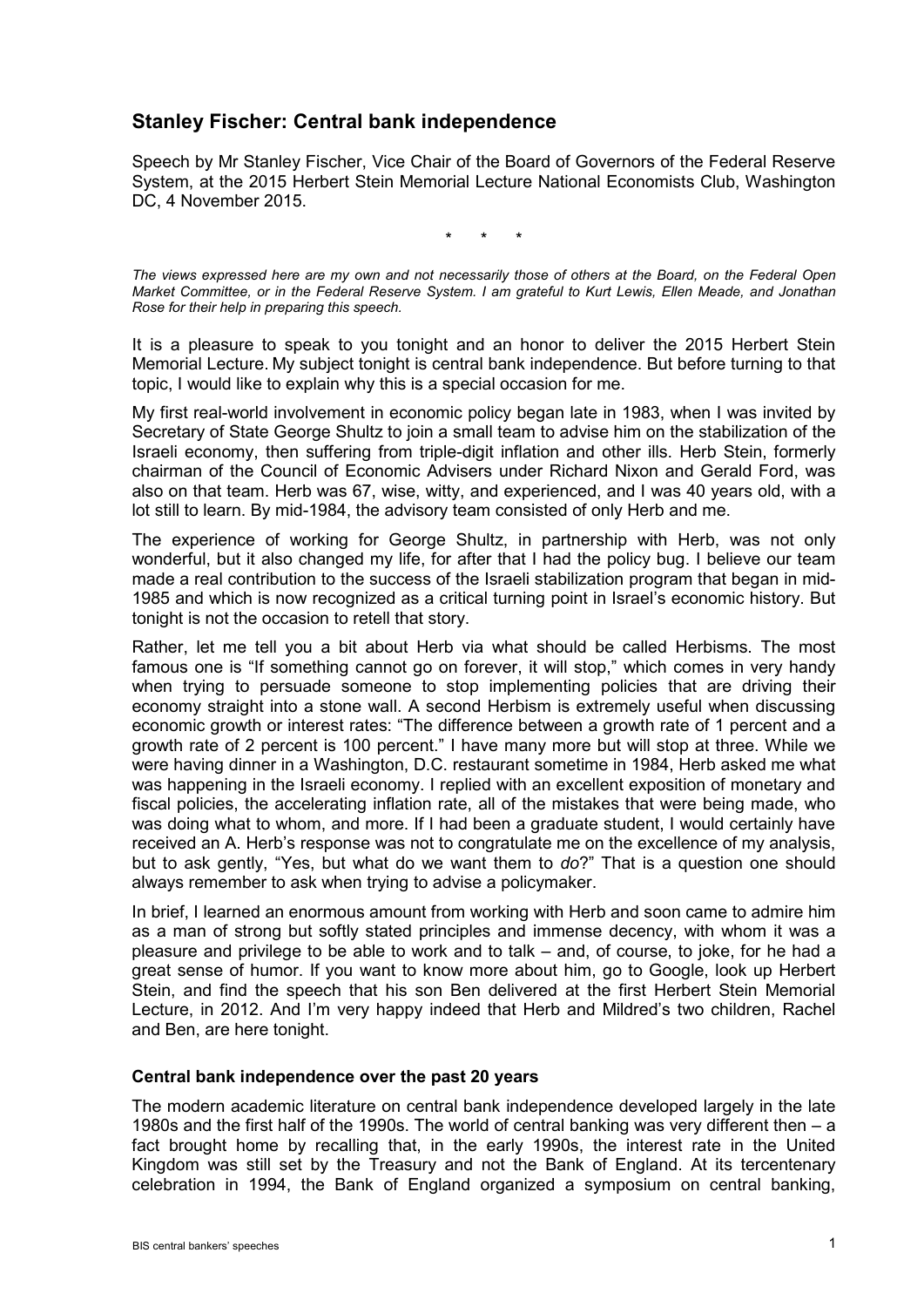## Stanley Fischer: Central bank independence

Speech by Mr Stanley Fischer, Vice Chair of the Board of Governors of the Federal Reserve System, at the 2015 Herbert Stein Memorial Lecture National Economists Club, Washington DC, 4 November 2015.

\* \* \*

*The views expressed here are my own and not necessarily those of others at the Board, on the Federal Open Market Committee, or in the Federal Reserve System. I am grateful to Kurt Lewis, Ellen Meade, and Jonathan Rose for their help in preparing this speech.*

It is a pleasure to speak to you tonight and an honor to deliver the 2015 Herbert Stein Memorial Lecture. My subject tonight is central bank independence. But before turning to that topic, I would like to explain why this is a special occasion for me.

My first real-world involvement in economic policy began late in 1983, when I was invited by Secretary of State George Shultz to join a small team to advise him on the stabilization of the Israeli economy, then suffering from triple-digit inflation and other ills. Herb Stein, formerly chairman of the Council of Economic Advisers under Richard Nixon and Gerald Ford, was also on that team. Herb was 67, wise, witty, and experienced, and I was 40 years old, with a lot still to learn. By mid-1984, the advisory team consisted of only Herb and me.

The experience of working for George Shultz, in partnership with Herb, was not only wonderful, but it also changed my life, for after that I had the policy bug. I believe our team made a real contribution to the success of the Israeli stabilization program that began in mid-1985 and which is now recognized as a critical turning point in Israel's economic history. But tonight is not the occasion to retell that story.

Rather, let me tell you a bit about Herb via what should be called Herbisms. The most famous one is "If something cannot go on forever, it will stop," which comes in very handy when trying to persuade someone to stop implementing policies that are driving their economy straight into a stone wall. A second Herbism is extremely useful when discussing economic growth or interest rates: "The difference between a growth rate of 1 percent and a growth rate of 2 percent is 100 percent." I have many more but will stop at three. While we were having dinner in a Washington, D.C. restaurant sometime in 1984, Herb asked me what was happening in the Israeli economy. I replied with an excellent exposition of monetary and fiscal policies, the accelerating inflation rate, all of the mistakes that were being made, who was doing what to whom, and more. If I had been a graduate student, I would certainly have received an A. Herb's response was not to congratulate me on the excellence of my analysis, but to ask gently, "Yes, but what do we want them to *do*?" That is a question one should always remember to ask when trying to advise a policymaker.

In brief, I learned an enormous amount from working with Herb and soon came to admire him as a man of strong but softly stated principles and immense decency, with whom it was a pleasure and privilege to be able to work and to talk – and, of course, to joke, for he had a great sense of humor. If you want to know more about him, go to Google, look up Herbert Stein, and find the speech that his son Ben delivered at the first Herbert Stein Memorial Lecture, in 2012. And I'm very happy indeed that Herb and Mildred's two children, Rachel and Ben, are here tonight.

### Central bank independence over the past 20 years

The modern academic literature on central bank independence developed largely in the late 1980s and the first half of the 1990s. The world of central banking was very different then – a fact brought home by recalling that, in the early 1990s, the interest rate in the United Kingdom was still set by the Treasury and not the Bank of England. At its tercentenary celebration in 1994, the Bank of England organized a symposium on central banking,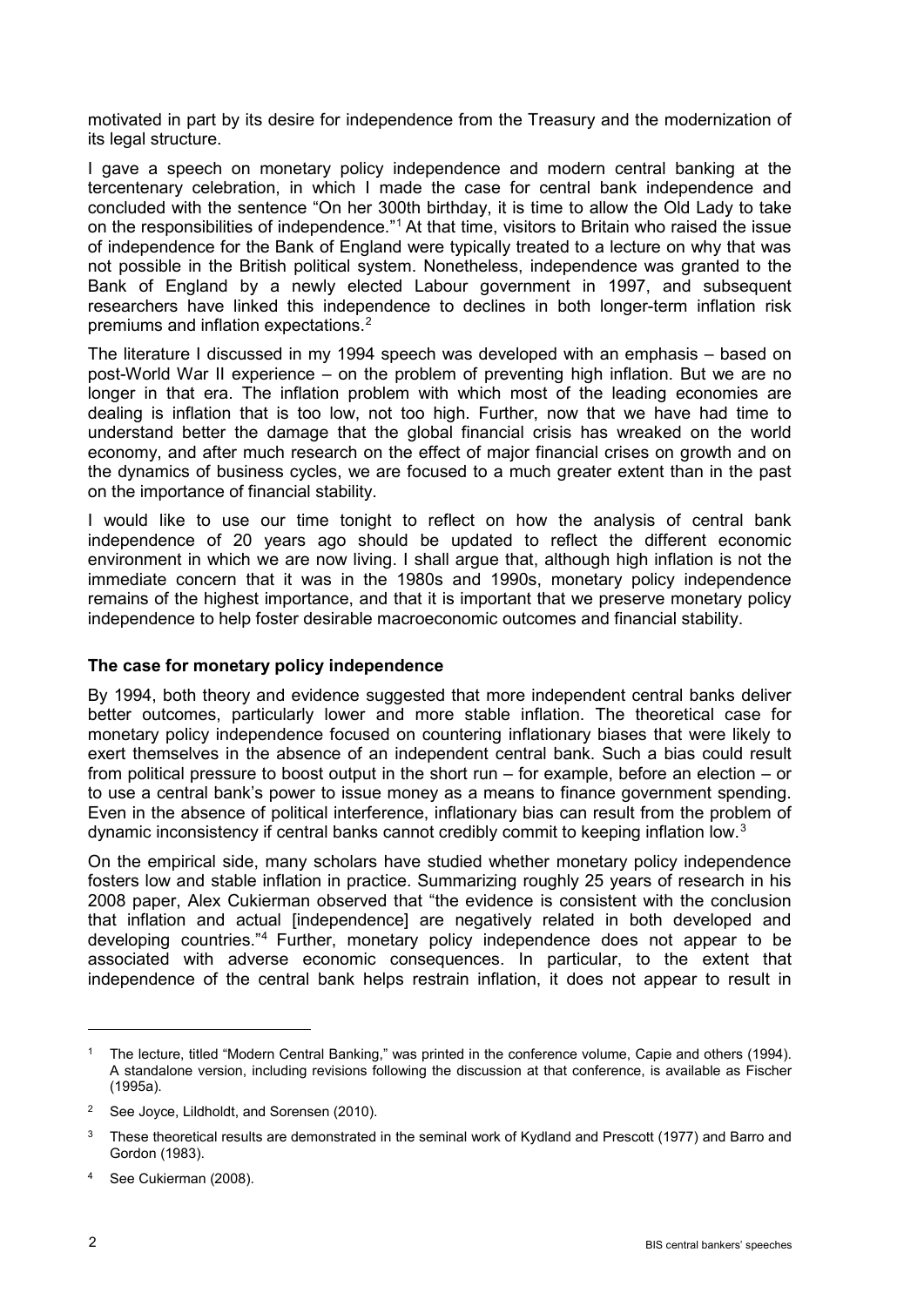motivated in part by its desire for independence from the Treasury and the modernization of its legal structure.

I gave a speech on monetary policy independence and modern central banking at the tercentenary celebration, in which I made the case for central bank independence and concluded with the sentence "On her 300th birthday, it is time to allow the Old Lady to take on the responsibilities of independence."[1] At that time, visitors to Britain who raised the issue of independence for the Bank of England were typically treated to a lecture on why that was not possible in the British political system. Nonetheless, independence was granted to the Bank of England by a newly elected Labour government in 1997, and subsequent researchers have linked this independence to declines in both longer-term inflation risk premiums and inflation expectations.[2]

The literature I discussed in my 1994 speech was developed with an emphasis – based on post-World War II experience – on the problem of preventing high inflation. But we are no longer in that era. The inflation problem with which most of the leading economies are dealing is inflation that is too low, not too high. Further, now that we have had time to understand better the damage that the global financial crisis has wreaked on the world economy, and after much research on the effect of major financial crises on growth and on the dynamics of business cycles, we are focused to a much greater extent than in the past on the importance of financial stability.

I would like to use our time tonight to reflect on how the analysis of central bank independence of 20 years ago should be updated to reflect the different economic environment in which we are now living. I shall argue that, although high inflation is not the immediate concern that it was in the 1980s and 1990s, monetary policy independence remains of the highest importance, and that it is important that we preserve monetary policy independence to help foster desirable macroeconomic outcomes and financial stability.

## The case for monetary policy independence

By 1994, both theory and evidence suggested that more independent central banks deliver better outcomes, particularly lower and more stable inflation. The theoretical case for monetary policy independence focused on countering inflationary biases that were likely to exert themselves in the absence of an independent central bank. Such a bias could result from political pressure to boost output in the short run – for example, before an election – or to use a central bank's power to issue money as a means to finance government spending. Even in the absence of political interference, inflationary bias can result from the problem of dynamic inconsistency if central banks cannot credibly commit to keeping inflation low.[3]

On the empirical side, many scholars have studied whether monetary policy independence fosters low and stable inflation in practice. Summarizing roughly 25 years of research in his 2008 paper, Alex Cukierman observed that "the evidence is consistent with the conclusion that inflation and actual [independence] are negatively related in both developed and developing countries."[4] Further, monetary policy independence does not appear to be associated with adverse economic consequences. In particular, to the extent that independence of the central bank helps restrain inflation, it does not appear to result in

---

[1] The lecture, titled "Modern Central Banking," was printed in the conference volume, Capie and others (1994). A standalone version, including revisions following the discussion at that conference, is available as Fischer (1995a).

[2] See Joyce, Lildholdt, and Sorensen (2010).

[3] These theoretical results are demonstrated in the seminal work of Kydland and Prescott (1977) and Barro and Gordon (1983).

[4] See Cukierman (2008).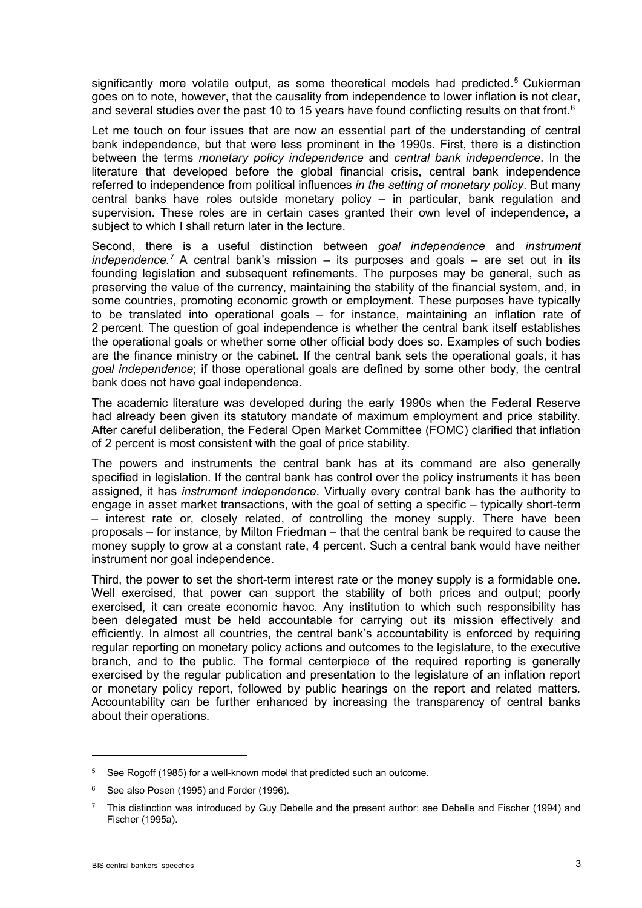significantly more volatile output, as some theoretical models had predicted.[5] Cukierman goes on to note, however, that the causality from independence to lower inflation is not clear, and several studies over the past 10 to 15 years have found conflicting results on that front.[6]

Let me touch on four issues that are now an essential part of the understanding of central bank independence, but that were less prominent in the 1990s. First, there is a distinction between the terms *monetary policy independence* and *central bank independence*. In the literature that developed before the global financial crisis, central bank independence referred to independence from political influences *in the setting of monetary policy*. But many central banks have roles outside monetary policy – in particular, bank regulation and supervision. These roles are in certain cases granted their own level of independence, a subject to which I shall return later in the lecture.

Second, there is a useful distinction between *goal independence* and *instrument independence.*[7] A central bank's mission – its purposes and goals – are set out in its founding legislation and subsequent refinements. The purposes may be general, such as preserving the value of the currency, maintaining the stability of the financial system, and, in some countries, promoting economic growth or employment. These purposes have typically to be translated into operational goals – for instance, maintaining an inflation rate of 2 percent. The question of goal independence is whether the central bank itself establishes the operational goals or whether some other official body does so. Examples of such bodies are the finance ministry or the cabinet. If the central bank sets the operational goals, it has *goal independence*; if those operational goals are defined by some other body, the central bank does not have goal independence.

The academic literature was developed during the early 1990s when the Federal Reserve had already been given its statutory mandate of maximum employment and price stability. After careful deliberation, the Federal Open Market Committee (FOMC) clarified that inflation of 2 percent is most consistent with the goal of price stability.

The powers and instruments the central bank has at its command are also generally specified in legislation. If the central bank has control over the policy instruments it has been assigned, it has *instrument independence*. Virtually every central bank has the authority to engage in asset market transactions, with the goal of setting a specific – typically short-term – interest rate or, closely related, of controlling the money supply. There have been proposals – for instance, by Milton Friedman – that the central bank be required to cause the money supply to grow at a constant rate, 4 percent. Such a central bank would have neither instrument nor goal independence.

Third, the power to set the short-term interest rate or the money supply is a formidable one. Well exercised, that power can support the stability of both prices and output; poorly exercised, it can create economic havoc. Any institution to which such responsibility has been delegated must be held accountable for carrying out its mission effectively and efficiently. In almost all countries, the central bank's accountability is enforced by requiring regular reporting on monetary policy actions and outcomes to the legislature, to the executive branch, and to the public. The formal centerpiece of the required reporting is generally exercised by the regular publication and presentation to the legislature of an inflation report or monetary policy report, followed by public hearings on the report and related matters. Accountability can be further enhanced by increasing the transparency of central banks about their operations.

[5] See Rogoff (1985) for a well-known model that predicted such an outcome.

[6] See also Posen (1995) and Forder (1996).

[7] This distinction was introduced by Guy Debelle and the present author; see Debelle and Fischer (1994) and Fischer (1995a).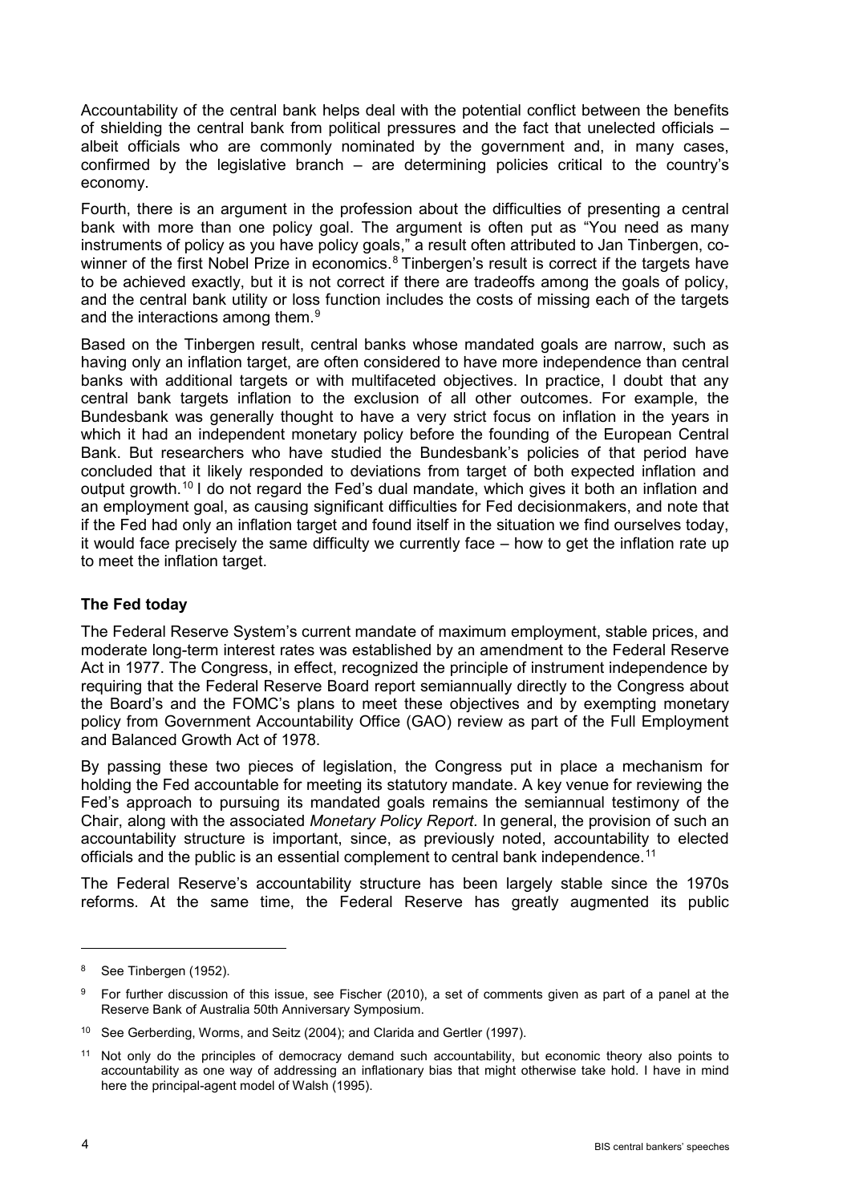Accountability of the central bank helps deal with the potential conflict between the benefits of shielding the central bank from political pressures and the fact that unelected officials – albeit officials who are commonly nominated by the government and, in many cases, confirmed by the legislative branch – are determining policies critical to the country's economy.

Fourth, there is an argument in the profession about the difficulties of presenting a central bank with more than one policy goal. The argument is often put as "You need as many instruments of policy as you have policy goals," a result often attributed to Jan Tinbergen, co-winner of the first Nobel Prize in economics.[8] Tinbergen's result is correct if the targets have to be achieved exactly, but it is not correct if there are tradeoffs among the goals of policy, and the central bank utility or loss function includes the costs of missing each of the targets and the interactions among them.[9]

Based on the Tinbergen result, central banks whose mandated goals are narrow, such as having only an inflation target, are often considered to have more independence than central banks with additional targets or with multifaceted objectives. In practice, I doubt that any central bank targets inflation to the exclusion of all other outcomes. For example, the Bundesbank was generally thought to have a very strict focus on inflation in the years in which it had an independent monetary policy before the founding of the European Central Bank. But researchers who have studied the Bundesbank's policies of that period have concluded that it likely responded to deviations from target of both expected inflation and output growth.[10] I do not regard the Fed's dual mandate, which gives it both an inflation and an employment goal, as causing significant difficulties for Fed decisionmakers, and note that if the Fed had only an inflation target and found itself in the situation we find ourselves today, it would face precisely the same difficulty we currently face – how to get the inflation rate up to meet the inflation target.

## The Fed today

The Federal Reserve System's current mandate of maximum employment, stable prices, and moderate long-term interest rates was established by an amendment to the Federal Reserve Act in 1977. The Congress, in effect, recognized the principle of instrument independence by requiring that the Federal Reserve Board report semiannually directly to the Congress about the Board's and the FOMC's plans to meet these objectives and by exempting monetary policy from Government Accountability Office (GAO) review as part of the Full Employment and Balanced Growth Act of 1978.

By passing these two pieces of legislation, the Congress put in place a mechanism for holding the Fed accountable for meeting its statutory mandate. A key venue for reviewing the Fed's approach to pursuing its mandated goals remains the semiannual testimony of the Chair, along with the associated *Monetary Policy Report*. In general, the provision of such an accountability structure is important, since, as previously noted, accountability to elected officials and the public is an essential complement to central bank independence.[11]

The Federal Reserve's accountability structure has been largely stable since the 1970s reforms. At the same time, the Federal Reserve has greatly augmented its public

---

[8] See Tinbergen (1952).

[9] For further discussion of this issue, see Fischer (2010), a set of comments given as part of a panel at the Reserve Bank of Australia 50th Anniversary Symposium.

[10] See Gerberding, Worms, and Seitz (2004); and Clarida and Gertler (1997).

[11] Not only do the principles of democracy demand such accountability, but economic theory also points to accountability as one way of addressing an inflationary bias that might otherwise take hold. I have in mind here the principal-agent model of Walsh (1995).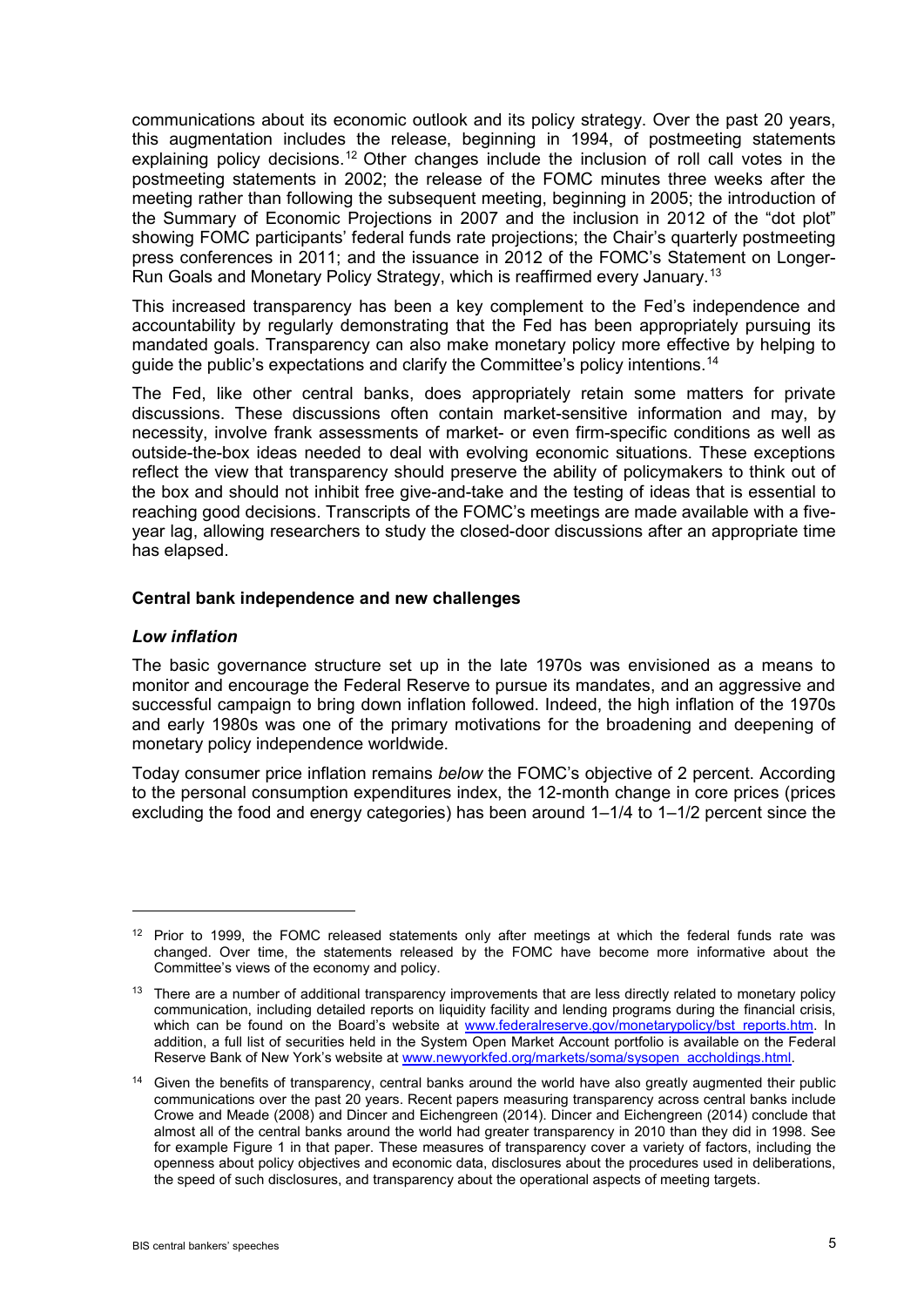communications about its economic outlook and its policy strategy. Over the past 20 years, this augmentation includes the release, beginning in 1994, of postmeeting statements explaining policy decisions.[12] Other changes include the inclusion of roll call votes in the postmeeting statements in 2002; the release of the FOMC minutes three weeks after the meeting rather than following the subsequent meeting, beginning in 2005; the introduction of the Summary of Economic Projections in 2007 and the inclusion in 2012 of the "dot plot" showing FOMC participants' federal funds rate projections; the Chair's quarterly postmeeting press conferences in 2011; and the issuance in 2012 of the FOMC's Statement on Longer-Run Goals and Monetary Policy Strategy, which is reaffirmed every January.[13]

This increased transparency has been a key complement to the Fed's independence and accountability by regularly demonstrating that the Fed has been appropriately pursuing its mandated goals. Transparency can also make monetary policy more effective by helping to guide the public's expectations and clarify the Committee's policy intentions.[14]

The Fed, like other central banks, does appropriately retain some matters for private discussions. These discussions often contain market-sensitive information and may, by necessity, involve frank assessments of market- or even firm-specific conditions as well as outside-the-box ideas needed to deal with evolving economic situations. These exceptions reflect the view that transparency should preserve the ability of policymakers to think out of the box and should not inhibit free give-and-take and the testing of ideas that is essential to reaching good decisions. Transcripts of the FOMC's meetings are made available with a five-year lag, allowing researchers to study the closed-door discussions after an appropriate time has elapsed.

**Central bank independence and new challenges**

***Low inflation***

The basic governance structure set up in the late 1970s was envisioned as a means to monitor and encourage the Federal Reserve to pursue its mandates, and an aggressive and successful campaign to bring down inflation followed. Indeed, the high inflation of the 1970s and early 1980s was one of the primary motivations for the broadening and deepening of monetary policy independence worldwide.

Today consumer price inflation remains *below* the FOMC's objective of 2 percent. According to the personal consumption expenditures index, the 12-month change in core prices (prices excluding the food and energy categories) has been around 1–1/4 to 1–1/2 percent since the

---

[12] Prior to 1999, the FOMC released statements only after meetings at which the federal funds rate was changed. Over time, the statements released by the FOMC have become more informative about the Committee's views of the economy and policy.

[13] There are a number of additional transparency improvements that are less directly related to monetary policy communication, including detailed reports on liquidity facility and lending programs during the financial crisis, which can be found on the Board's website at www.federalreserve.gov/monetarypolicy/bst_reports.htm. In addition, a full list of securities held in the System Open Market Account portfolio is available on the Federal Reserve Bank of New York's website at www.newyorkfed.org/markets/soma/sysopen_accholdings.html.

[14] Given the benefits of transparency, central banks around the world have also greatly augmented their public communications over the past 20 years. Recent papers measuring transparency across central banks include Crowe and Meade (2008) and Dincer and Eichengreen (2014). Dincer and Eichengreen (2014) conclude that almost all of the central banks around the world had greater transparency in 2010 than they did in 1998. See for example Figure 1 in that paper. These measures of transparency cover a variety of factors, including the openness about policy objectives and economic data, disclosures about the procedures used in deliberations, the speed of such disclosures, and transparency about the operational aspects of meeting targets.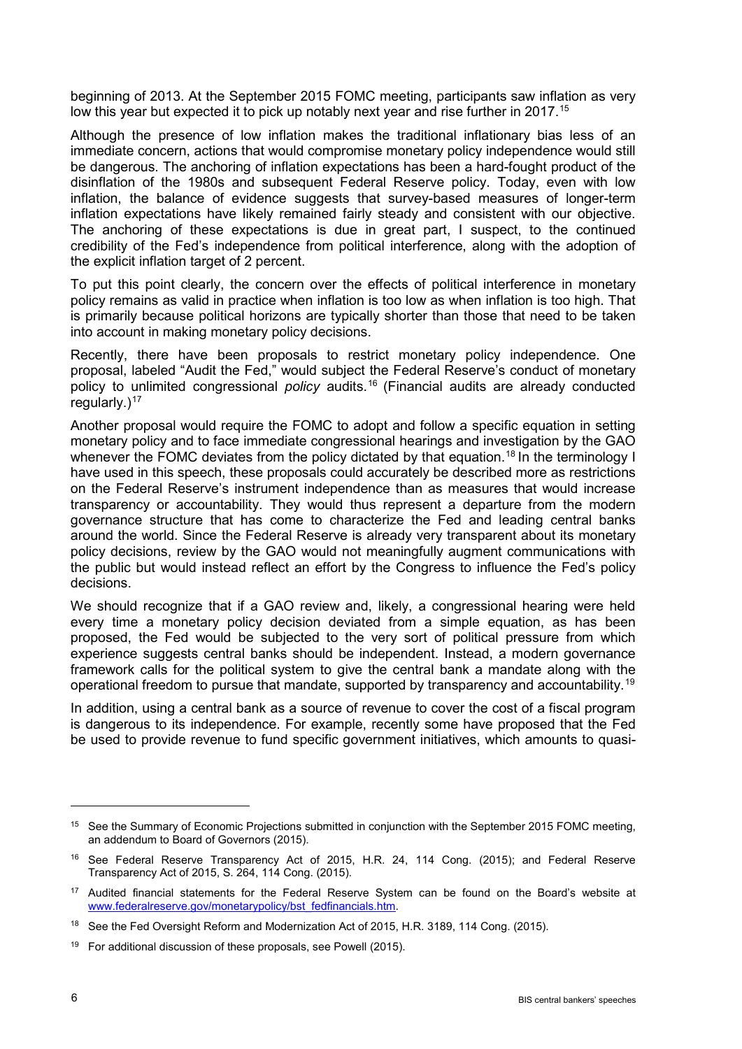beginning of 2013. At the September 2015 FOMC meeting, participants saw inflation as very low this year but expected it to pick up notably next year and rise further in 2017.[15]

Although the presence of low inflation makes the traditional inflationary bias less of an immediate concern, actions that would compromise monetary policy independence would still be dangerous. The anchoring of inflation expectations has been a hard-fought product of the disinflation of the 1980s and subsequent Federal Reserve policy. Today, even with low inflation, the balance of evidence suggests that survey-based measures of longer-term inflation expectations have likely remained fairly steady and consistent with our objective. The anchoring of these expectations is due in great part, I suspect, to the continued credibility of the Fed's independence from political interference, along with the adoption of the explicit inflation target of 2 percent.

To put this point clearly, the concern over the effects of political interference in monetary policy remains as valid in practice when inflation is too low as when inflation is too high. That is primarily because political horizons are typically shorter than those that need to be taken into account in making monetary policy decisions.

Recently, there have been proposals to restrict monetary policy independence. One proposal, labeled "Audit the Fed," would subject the Federal Reserve's conduct of monetary policy to unlimited congressional *policy* audits.[16] (Financial audits are already conducted regularly.)[17]

Another proposal would require the FOMC to adopt and follow a specific equation in setting monetary policy and to face immediate congressional hearings and investigation by the GAO whenever the FOMC deviates from the policy dictated by that equation.[18] In the terminology I have used in this speech, these proposals could accurately be described more as restrictions on the Federal Reserve's instrument independence than as measures that would increase transparency or accountability. They would thus represent a departure from the modern governance structure that has come to characterize the Fed and leading central banks around the world. Since the Federal Reserve is already very transparent about its monetary policy decisions, review by the GAO would not meaningfully augment communications with the public but would instead reflect an effort by the Congress to influence the Fed's policy decisions.

We should recognize that if a GAO review and, likely, a congressional hearing were held every time a monetary policy decision deviated from a simple equation, as has been proposed, the Fed would be subjected to the very sort of political pressure from which experience suggests central banks should be independent. Instead, a modern governance framework calls for the political system to give the central bank a mandate along with the operational freedom to pursue that mandate, supported by transparency and accountability.[19]

In addition, using a central bank as a source of revenue to cover the cost of a fiscal program is dangerous to its independence. For example, recently some have proposed that the Fed be used to provide revenue to fund specific government initiatives, which amounts to quasi-

---

[15] See the Summary of Economic Projections submitted in conjunction with the September 2015 FOMC meeting, an addendum to Board of Governors (2015).

[16] See Federal Reserve Transparency Act of 2015, H.R. 24, 114 Cong. (2015); and Federal Reserve Transparency Act of 2015, S. 264, 114 Cong. (2015).

[17] Audited financial statements for the Federal Reserve System can be found on the Board's website at www.federalreserve.gov/monetarypolicy/bst_fedfinancials.htm.

[18] See the Fed Oversight Reform and Modernization Act of 2015, H.R. 3189, 114 Cong. (2015).

[19] For additional discussion of these proposals, see Powell (2015).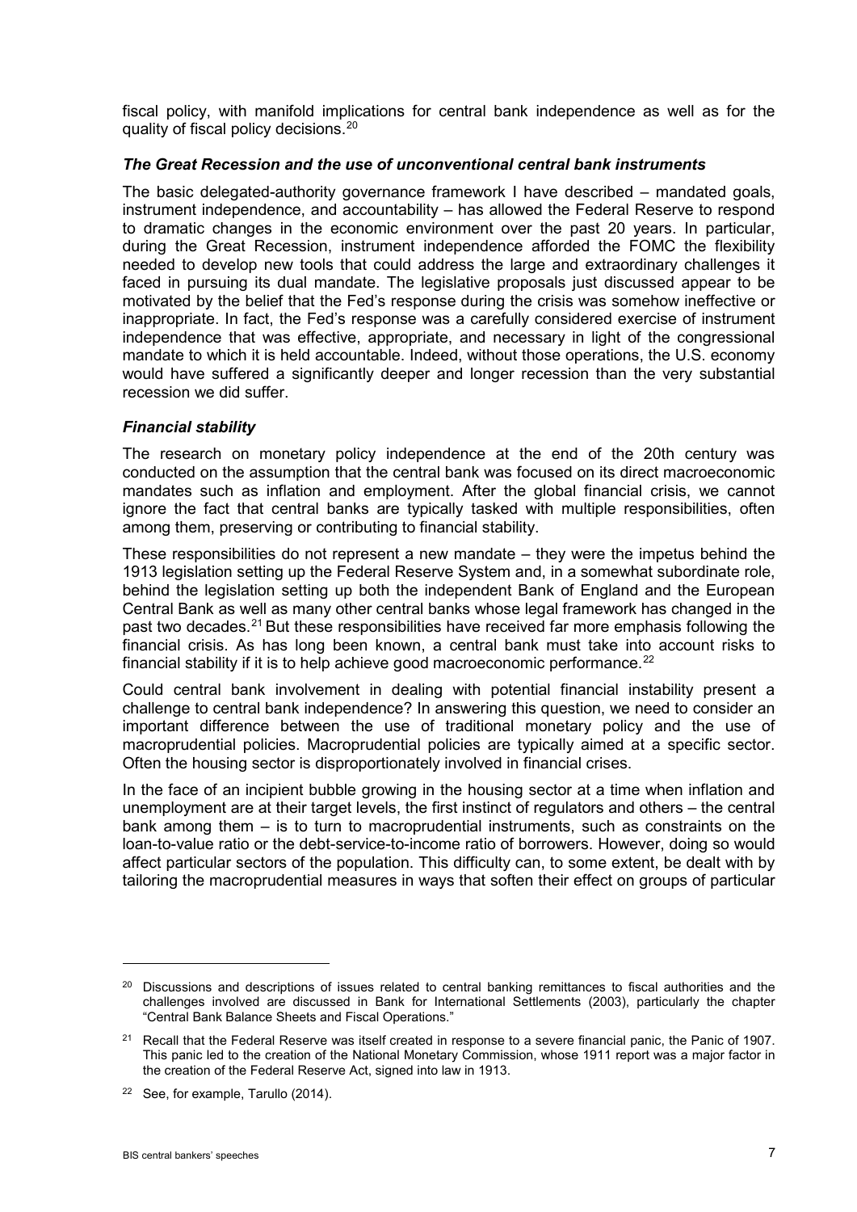fiscal policy, with manifold implications for central bank independence as well as for the quality of fiscal policy decisions.[20]

### *The Great Recession and the use of unconventional central bank instruments*

The basic delegated-authority governance framework I have described – mandated goals, instrument independence, and accountability – has allowed the Federal Reserve to respond to dramatic changes in the economic environment over the past 20 years. In particular, during the Great Recession, instrument independence afforded the FOMC the flexibility needed to develop new tools that could address the large and extraordinary challenges it faced in pursuing its dual mandate. The legislative proposals just discussed appear to be motivated by the belief that the Fed's response during the crisis was somehow ineffective or inappropriate. In fact, the Fed's response was a carefully considered exercise of instrument independence that was effective, appropriate, and necessary in light of the congressional mandate to which it is held accountable. Indeed, without those operations, the U.S. economy would have suffered a significantly deeper and longer recession than the very substantial recession we did suffer.

### *Financial stability*

The research on monetary policy independence at the end of the 20th century was conducted on the assumption that the central bank was focused on its direct macroeconomic mandates such as inflation and employment. After the global financial crisis, we cannot ignore the fact that central banks are typically tasked with multiple responsibilities, often among them, preserving or contributing to financial stability.

These responsibilities do not represent a new mandate – they were the impetus behind the 1913 legislation setting up the Federal Reserve System and, in a somewhat subordinate role, behind the legislation setting up both the independent Bank of England and the European Central Bank as well as many other central banks whose legal framework has changed in the past two decades.[21] But these responsibilities have received far more emphasis following the financial crisis. As has long been known, a central bank must take into account risks to financial stability if it is to help achieve good macroeconomic performance.[22]

Could central bank involvement in dealing with potential financial instability present a challenge to central bank independence? In answering this question, we need to consider an important difference between the use of traditional monetary policy and the use of macroprudential policies. Macroprudential policies are typically aimed at a specific sector. Often the housing sector is disproportionately involved in financial crises.

In the face of an incipient bubble growing in the housing sector at a time when inflation and unemployment are at their target levels, the first instinct of regulators and others – the central bank among them – is to turn to macroprudential instruments, such as constraints on the loan-to-value ratio or the debt-service-to-income ratio of borrowers. However, doing so would affect particular sectors of the population. This difficulty can, to some extent, be dealt with by tailoring the macroprudential measures in ways that soften their effect on groups of particular

---

[20] Discussions and descriptions of issues related to central banking remittances to fiscal authorities and the challenges involved are discussed in Bank for International Settlements (2003), particularly the chapter "Central Bank Balance Sheets and Fiscal Operations."

[21] Recall that the Federal Reserve was itself created in response to a severe financial panic, the Panic of 1907. This panic led to the creation of the National Monetary Commission, whose 1911 report was a major factor in the creation of the Federal Reserve Act, signed into law in 1913.

[22] See, for example, Tarullo (2014).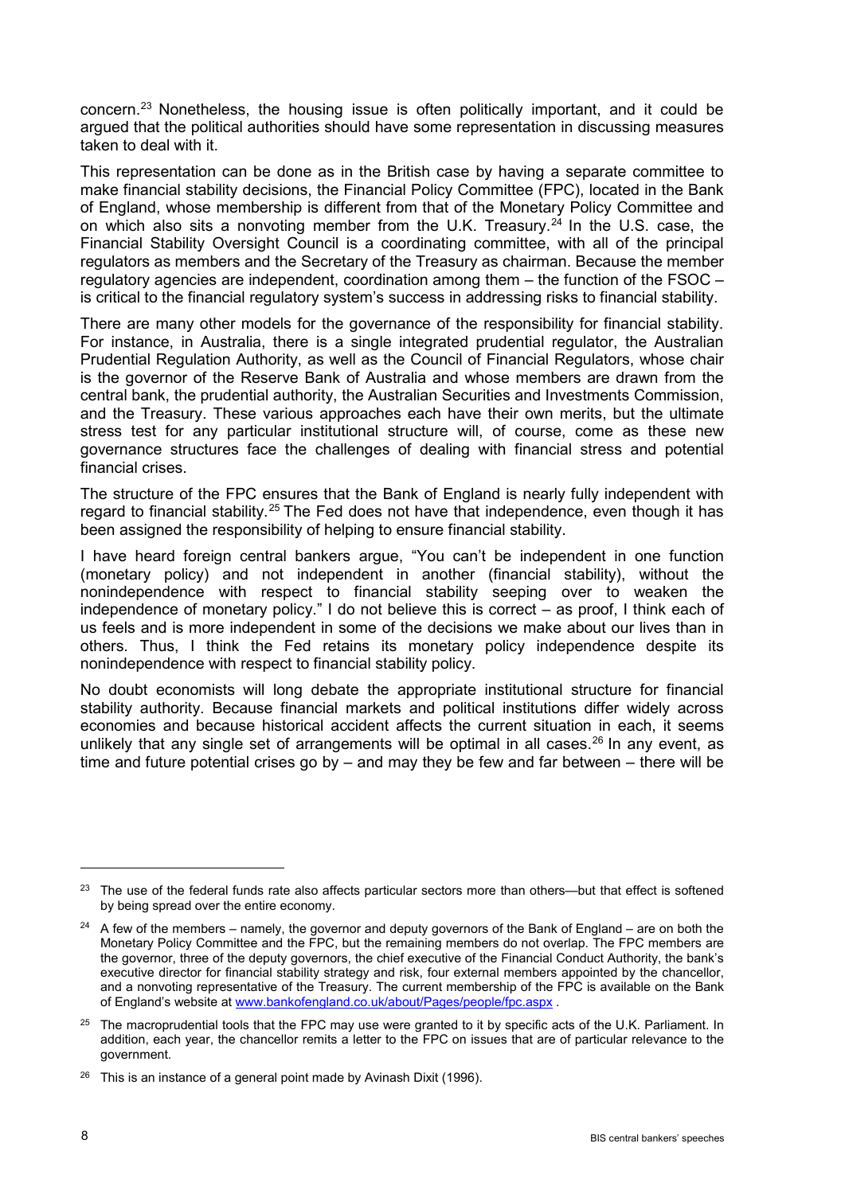concern.[23] Nonetheless, the housing issue is often politically important, and it could be argued that the political authorities should have some representation in discussing measures taken to deal with it.

This representation can be done as in the British case by having a separate committee to make financial stability decisions, the Financial Policy Committee (FPC), located in the Bank of England, whose membership is different from that of the Monetary Policy Committee and on which also sits a nonvoting member from the U.K. Treasury.[24] In the U.S. case, the Financial Stability Oversight Council is a coordinating committee, with all of the principal regulators as members and the Secretary of the Treasury as chairman. Because the member regulatory agencies are independent, coordination among them – the function of the FSOC – is critical to the financial regulatory system's success in addressing risks to financial stability.

There are many other models for the governance of the responsibility for financial stability. For instance, in Australia, there is a single integrated prudential regulator, the Australian Prudential Regulation Authority, as well as the Council of Financial Regulators, whose chair is the governor of the Reserve Bank of Australia and whose members are drawn from the central bank, the prudential authority, the Australian Securities and Investments Commission, and the Treasury. These various approaches each have their own merits, but the ultimate stress test for any particular institutional structure will, of course, come as these new governance structures face the challenges of dealing with financial stress and potential financial crises.

The structure of the FPC ensures that the Bank of England is nearly fully independent with regard to financial stability.[25] The Fed does not have that independence, even though it has been assigned the responsibility of helping to ensure financial stability.

I have heard foreign central bankers argue, "You can't be independent in one function (monetary policy) and not independent in another (financial stability), without the nonindependence with respect to financial stability seeping over to weaken the independence of monetary policy." I do not believe this is correct – as proof, I think each of us feels and is more independent in some of the decisions we make about our lives than in others. Thus, I think the Fed retains its monetary policy independence despite its nonindependence with respect to financial stability policy.

No doubt economists will long debate the appropriate institutional structure for financial stability authority. Because financial markets and political institutions differ widely across economies and because historical accident affects the current situation in each, it seems unlikely that any single set of arrangements will be optimal in all cases.[26] In any event, as time and future potential crises go by – and may they be few and far between – there will be

---

[23] The use of the federal funds rate also affects particular sectors more than others—but that effect is softened by being spread over the entire economy.

[24] A few of the members – namely, the governor and deputy governors of the Bank of England – are on both the Monetary Policy Committee and the FPC, but the remaining members do not overlap. The FPC members are the governor, three of the deputy governors, the chief executive of the Financial Conduct Authority, the bank's executive director for financial stability strategy and risk, four external members appointed by the chancellor, and a nonvoting representative of the Treasury. The current membership of the FPC is available on the Bank of England's website at www.bankofengland.co.uk/about/Pages/people/fpc.aspx .

[25] The macroprudential tools that the FPC may use were granted to it by specific acts of the U.K. Parliament. In addition, each year, the chancellor remits a letter to the FPC on issues that are of particular relevance to the government.

[26] This is an instance of a general point made by Avinash Dixit (1996).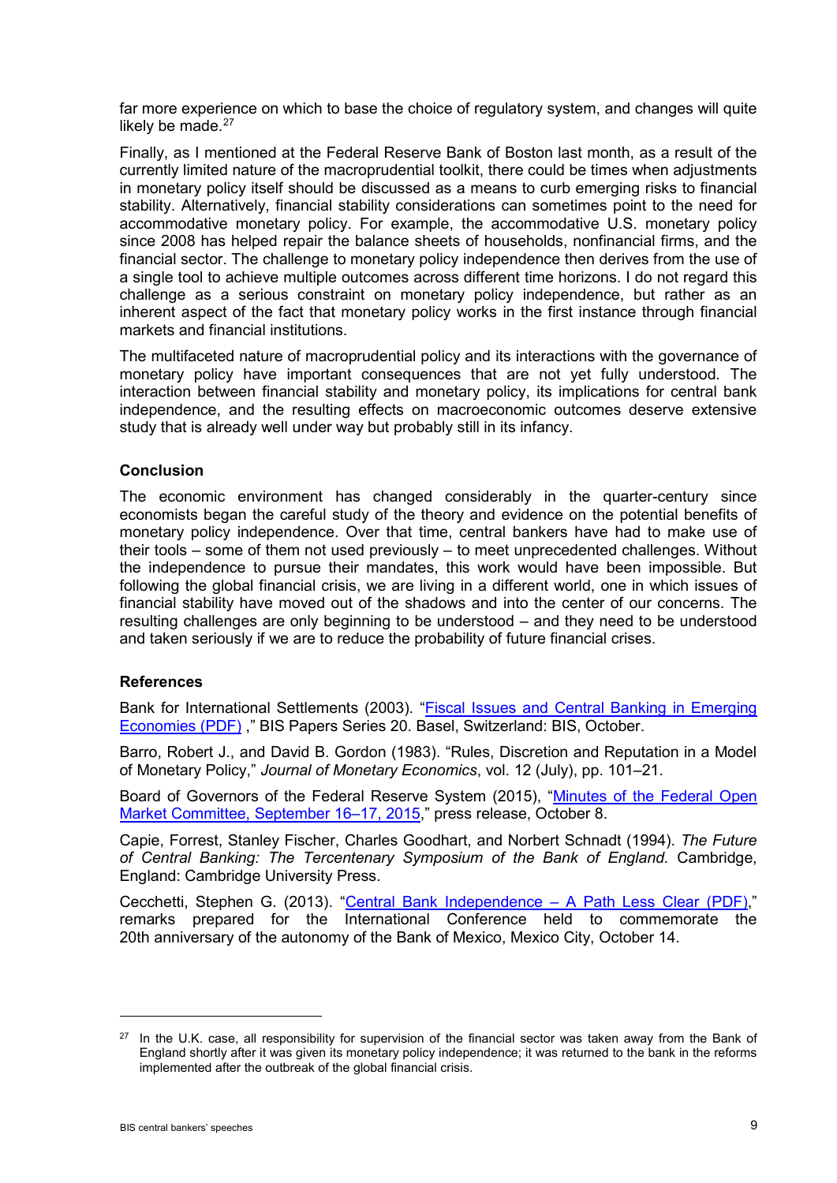far more experience on which to base the choice of regulatory system, and changes will quite likely be made.[27]

Finally, as I mentioned at the Federal Reserve Bank of Boston last month, as a result of the currently limited nature of the macroprudential toolkit, there could be times when adjustments in monetary policy itself should be discussed as a means to curb emerging risks to financial stability. Alternatively, financial stability considerations can sometimes point to the need for accommodative monetary policy. For example, the accommodative U.S. monetary policy since 2008 has helped repair the balance sheets of households, nonfinancial firms, and the financial sector. The challenge to monetary policy independence then derives from the use of a single tool to achieve multiple outcomes across different time horizons. I do not regard this challenge as a serious constraint on monetary policy independence, but rather as an inherent aspect of the fact that monetary policy works in the first instance through financial markets and financial institutions.

The multifaceted nature of macroprudential policy and its interactions with the governance of monetary policy have important consequences that are not yet fully understood. The interaction between financial stability and monetary policy, its implications for central bank independence, and the resulting effects on macroeconomic outcomes deserve extensive study that is already well under way but probably still in its infancy.

### Conclusion

The economic environment has changed considerably in the quarter-century since economists began the careful study of the theory and evidence on the potential benefits of monetary policy independence. Over that time, central bankers have had to make use of their tools – some of them not used previously – to meet unprecedented challenges. Without the independence to pursue their mandates, this work would have been impossible. But following the global financial crisis, we are living in a different world, one in which issues of financial stability have moved out of the shadows and into the center of our concerns. The resulting challenges are only beginning to be understood – and they need to be understood and taken seriously if we are to reduce the probability of future financial crises.

### References

Bank for International Settlements (2003). "Fiscal Issues and Central Banking in Emerging Economies (PDF) ," BIS Papers Series 20. Basel, Switzerland: BIS, October.

Barro, Robert J., and David B. Gordon (1983). "Rules, Discretion and Reputation in a Model of Monetary Policy," *Journal of Monetary Economics*, vol. 12 (July), pp. 101–21.

Board of Governors of the Federal Reserve System (2015), "Minutes of the Federal Open Market Committee, September 16–17, 2015," press release, October 8.

Capie, Forrest, Stanley Fischer, Charles Goodhart, and Norbert Schnadt (1994). *The Future of Central Banking: The Tercentenary Symposium of the Bank of England.* Cambridge, England: Cambridge University Press.

Cecchetti, Stephen G. (2013). "Central Bank Independence – A Path Less Clear (PDF)," remarks prepared for the International Conference held to commemorate the 20th anniversary of the autonomy of the Bank of Mexico, Mexico City, October 14.

---

[27] In the U.K. case, all responsibility for supervision of the financial sector was taken away from the Bank of England shortly after it was given its monetary policy independence; it was returned to the bank in the reforms implemented after the outbreak of the global financial crisis.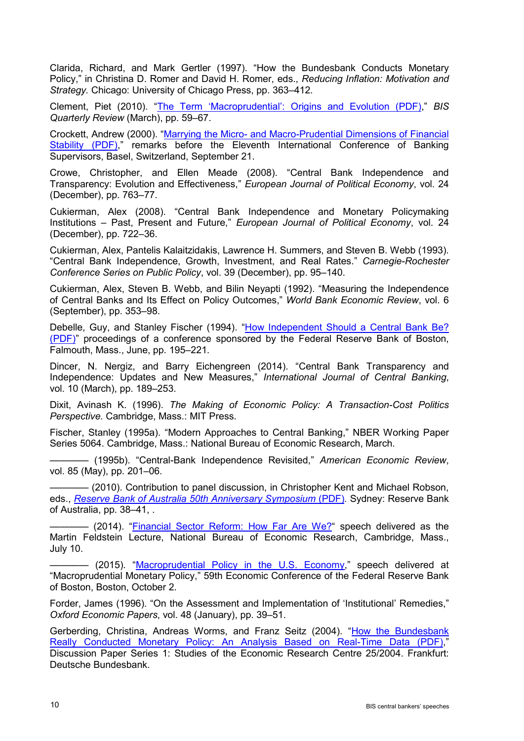Clarida, Richard, and Mark Gertler (1997). "How the Bundesbank Conducts Monetary Policy," in Christina D. Romer and David H. Romer, eds., *Reducing Inflation: Motivation and Strategy*. Chicago: University of Chicago Press, pp. 363–412.

Clement, Piet (2010). "The Term 'Macroprudential': Origins and Evolution (PDF)," *BIS Quarterly Review* (March), pp. 59–67.

Crockett, Andrew (2000). "Marrying the Micro- and Macro-Prudential Dimensions of Financial Stability (PDF)," remarks before the Eleventh International Conference of Banking Supervisors, Basel, Switzerland, September 21.

Crowe, Christopher, and Ellen Meade (2008). "Central Bank Independence and Transparency: Evolution and Effectiveness," *European Journal of Political Economy*, vol. 24 (December), pp. 763–77.

Cukierman, Alex (2008). "Central Bank Independence and Monetary Policymaking Institutions – Past, Present and Future," *European Journal of Political Economy*, vol. 24 (December), pp. 722–36.

Cukierman, Alex, Pantelis Kalaitzidakis, Lawrence H. Summers, and Steven B. Webb (1993). "Central Bank Independence, Growth, Investment, and Real Rates." *Carnegie-Rochester Conference Series on Public Policy*, vol. 39 (December), pp. 95–140.

Cukierman, Alex, Steven B. Webb, and Bilin Neyapti (1992). "Measuring the Independence of Central Banks and Its Effect on Policy Outcomes," *World Bank Economic Review*, vol. 6 (September), pp. 353–98.

Debelle, Guy, and Stanley Fischer (1994). "How Independent Should a Central Bank Be? (PDF)" proceedings of a conference sponsored by the Federal Reserve Bank of Boston, Falmouth, Mass., June, pp. 195–221.

Dincer, N. Nergiz, and Barry Eichengreen (2014). "Central Bank Transparency and Independence: Updates and New Measures," *International Journal of Central Banking*, vol. 10 (March), pp. 189–253.

Dixit, Avinash K. (1996). *The Making of Economic Policy: A Transaction-Cost Politics Perspective.* Cambridge, Mass.: MIT Press.

Fischer, Stanley (1995a). "Modern Approaches to Central Banking," NBER Working Paper Series 5064. Cambridge, Mass.: National Bureau of Economic Research, March.

———— (1995b). "Central-Bank Independence Revisited," *American Economic Review*, vol. 85 (May), pp. 201–06.

———— (2010). Contribution to panel discussion, in Christopher Kent and Michael Robson, eds., *Reserve Bank of Australia 50th Anniversary Symposium* (PDF). Sydney: Reserve Bank of Australia, pp. 38–41, .

———— (2014). "Financial Sector Reform: How Far Are We?" speech delivered as the Martin Feldstein Lecture, National Bureau of Economic Research, Cambridge, Mass., July 10.

———— (2015). "Macroprudential Policy in the U.S. Economy," speech delivered at "Macroprudential Monetary Policy," 59th Economic Conference of the Federal Reserve Bank of Boston, Boston, October 2.

Forder, James (1996). "On the Assessment and Implementation of 'Institutional' Remedies," *Oxford Economic Papers*, vol. 48 (January), pp. 39–51.

Gerberding, Christina, Andreas Worms, and Franz Seitz (2004). "How the Bundesbank Really Conducted Monetary Policy: An Analysis Based on Real-Time Data (PDF)," Discussion Paper Series 1: Studies of the Economic Research Centre 25/2004. Frankfurt: Deutsche Bundesbank.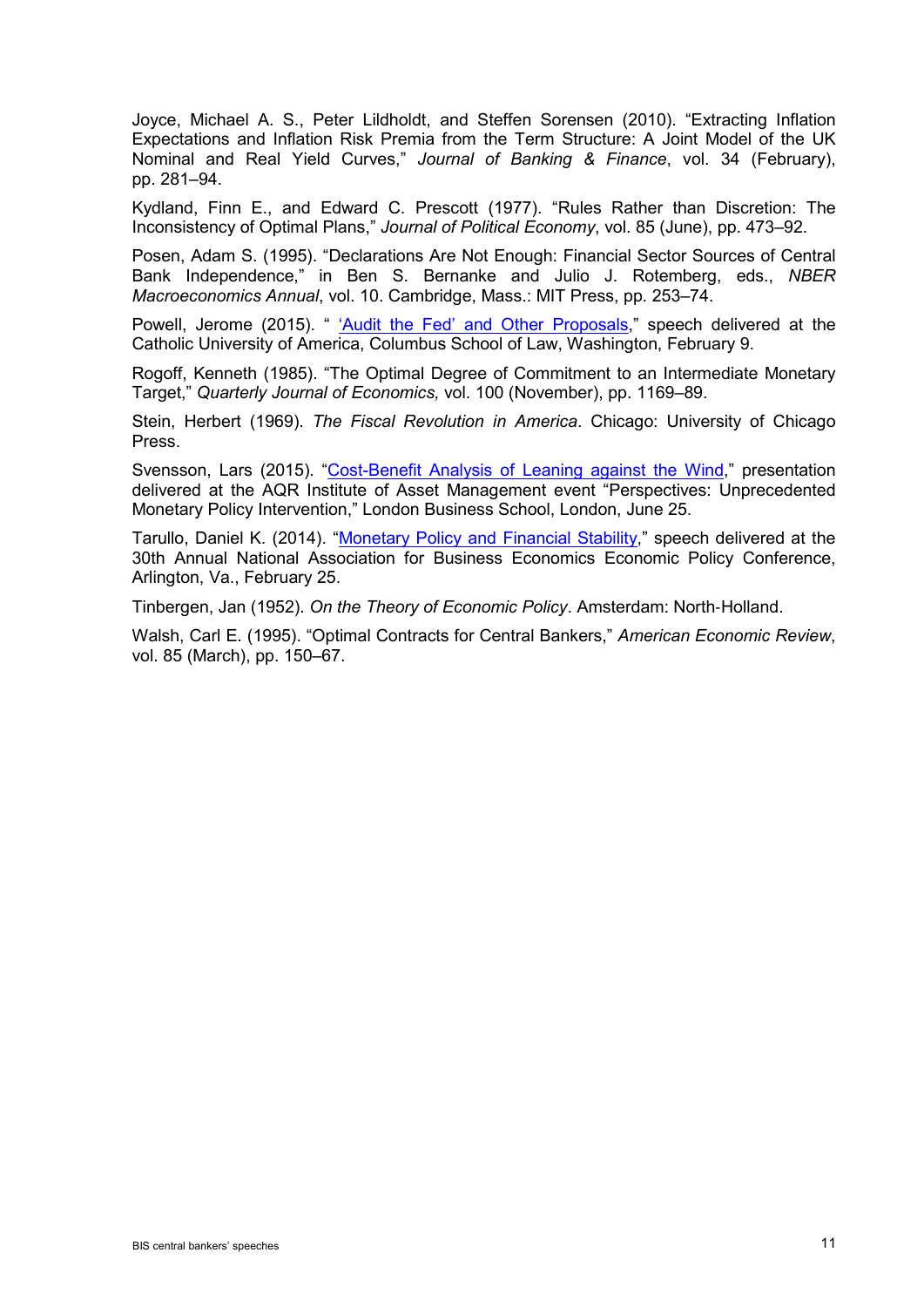Joyce, Michael A. S., Peter Lildholdt, and Steffen Sorensen (2010). "Extracting Inflation Expectations and Inflation Risk Premia from the Term Structure: A Joint Model of the UK Nominal and Real Yield Curves," *Journal of Banking & Finance*, vol. 34 (February), pp. 281–94.

Kydland, Finn E., and Edward C. Prescott (1977). "Rules Rather than Discretion: The Inconsistency of Optimal Plans," *Journal of Political Economy*, vol. 85 (June), pp. 473–92.

Posen, Adam S. (1995). "Declarations Are Not Enough: Financial Sector Sources of Central Bank Independence," in Ben S. Bernanke and Julio J. Rotemberg, eds., *NBER Macroeconomics Annual*, vol. 10. Cambridge, Mass.: MIT Press, pp. 253–74.

Powell, Jerome (2015). " 'Audit the Fed' and Other Proposals," speech delivered at the Catholic University of America, Columbus School of Law, Washington, February 9.

Rogoff, Kenneth (1985). "The Optimal Degree of Commitment to an Intermediate Monetary Target," *Quarterly Journal of Economics,* vol. 100 (November), pp. 1169–89.

Stein, Herbert (1969). *The Fiscal Revolution in America*. Chicago: University of Chicago Press.

Svensson, Lars (2015). "Cost-Benefit Analysis of Leaning against the Wind," presentation delivered at the AQR Institute of Asset Management event "Perspectives: Unprecedented Monetary Policy Intervention," London Business School, London, June 25.

Tarullo, Daniel K. (2014). "Monetary Policy and Financial Stability," speech delivered at the 30th Annual National Association for Business Economics Economic Policy Conference, Arlington, Va., February 25.

Tinbergen, Jan (1952). *On the Theory of Economic Policy*. Amsterdam: North-Holland.

Walsh, Carl E. (1995). "Optimal Contracts for Central Bankers," *American Economic Review*, vol. 85 (March), pp. 150–67.